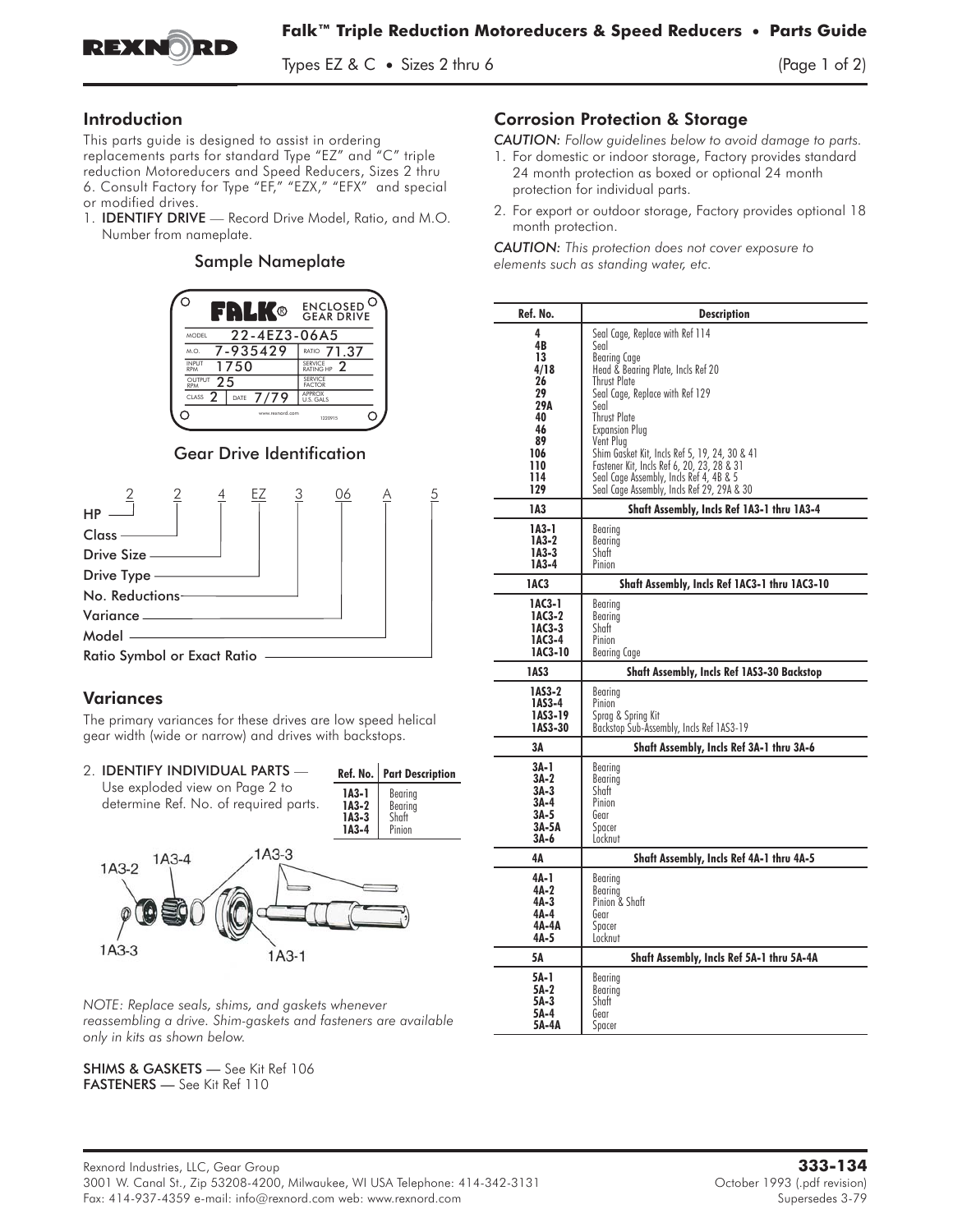# Falk™ Triple Reduction Motoreducers & Speed Reducers • Parts Guide

Types EZ & C • Sizes 2 thru 6

## Introduction

This parts guide is designed to assist in ordering replacements parts for standard Type "EZ" and "C" triple reduction Motoreducers and Speed Reducers, Sizes 2 thru 6. Consult Factory for Type "EF," "EZX," "EFX" and special or modified drives.

1. **IDENTIFY DRIVE** — Record Drive Model, Ratio, and M.O. Number from nameplate.

### Sample Nameplate

| FALK® | ENCLOSED GEAR DRIVE |
|---|---|
| MODEL 22-4EZ3-06A5 | |
| M.O. 7-935429 | RATIO 71.37 |
| INPUT RPM 1750 | SERVICE RATING HP 2 |
| OUTPUT RPM 25 | SERVICE FACTOR |
| CLASS 2 DATE 7/79 | APPROX U.S. GALS |

www.rexnord.com 1220915

### Gear Drive Identification

2 2 4 EZ 3 06 A 5

- 2 — HP
- 2 — Class
- 4 — Drive Size
- EZ — Drive Type
- 3 — No. Reductions
- 06 — Variance
- A — Model
- 5 — Ratio Symbol or Exact Ratio

## Variances

The primary variances for these drives are low speed helical gear width (wide or narrow) and drives with backstops.

2. **IDENTIFY INDIVIDUAL PARTS** — Use exploded view on Page 2 to determine Ref. No. of required parts.

| Ref. No. | Part Description |
|---|---|
| 1A3-1 | Bearing |
| 1A3-2 | Bearing |
| 1A3-3 | Shaft |
| 1A3-4 | Pinion |

1A3-2 1A3-4 1A3-3 1A3-3 1A3-1

*NOTE: Replace seals, shims, and gaskets whenever reassembling a drive. Shim-gaskets and fasteners are available only in kits as shown below.*

**SHIMS & GASKETS** — See Kit Ref 106
**FASTENERS** — See Kit Ref 110

## Corrosion Protection & Storage

*CAUTION: Follow guidelines below to avoid damage to parts.*

1. For domestic or indoor storage, Factory provides standard 24 month protection as boxed or optional 24 month protection for individual parts.
2. For export or outdoor storage, Factory provides optional 18 month protection.

*CAUTION: This protection does not cover exposure to elements such as standing water, etc.*

| Ref. No. | Description |
|---|---|
| 4 | Seal Cage, Replace with Ref 114 |
| 4B | Seal |
| 13 | Bearing Cage |
| 4/18 | Head & Bearing Plate, Incls Ref 20 |
| 26 | Thrust Plate |
| 29 | Seal Cage, Replace with Ref 129 |
| 29A | Seal |
| 40 | Thrust Plate |
| 46 | Expansion Plug |
| 89 | Vent Plug |
| 106 | Shim Gasket Kit, Incls Ref 5, 19, 24, 30 & 41 |
| 110 | Fastener Kit, Incls Ref 6, 20, 23, 28 & 31 |
| 114 | Seal Cage Assembly, Incls Ref 4, 4B & 5 |
| 129 | Seal Cage Assembly, Incls Ref 29, 29A & 30 |
| **1A3** | **Shaft Assembly, Incls Ref 1A3-1 thru 1A3-4** |
| 1A3-1 | Bearing |
| 1A3-2 | Bearing |
| 1A3-3 | Shaft |
| 1A3-4 | Pinion |
| **1AC3** | **Shaft Assembly, Incls Ref 1AC3-1 thru 1AC3-10** |
| 1AC3-1 | Bearing |
| 1AC3-2 | Bearing |
| 1AC3-3 | Shaft |
| 1AC3-4 | Pinion |
| 1AC3-10 | Bearing Cage |
| **1AS3** | **Shaft Assembly, Incls Ref 1AS3-30 Backstop** |
| 1AS3-2 | Bearing |
| 1AS3-4 | Pinion |
| 1AS3-19 | Sprag & Spring Kit |
| 1AS3-30 | Backstop Sub-Assembly, Incls Ref 1AS3-19 |
| **3A** | **Shaft Assembly, Incls Ref 3A-1 thru 3A-6** |
| 3A-1 | Bearing |
| 3A-2 | Bearing |
| 3A-3 | Shaft |
| 3A-4 | Pinion |
| 3A-5 | Gear |
| 3A-5A | Spacer |
| 3A-6 | Locknut |
| **4A** | **Shaft Assembly, Incls Ref 4A-1 thru 4A-5** |
| 4A-1 | Bearing |
| 4A-2 | Bearing |
| 4A-3 | Pinion & Shaft |
| 4A-4 | Gear |
| 4A-4A | Spacer |
| 4A-5 | Locknut |
| **5A** | **Shaft Assembly, Incls Ref 5A-1 thru 5A-4A** |
| 5A-1 | Bearing |
| 5A-2 | Bearing |
| 5A-3 | Shaft |
| 5A-4 | Gear |
| 5A-4A | Spacer |

Rexnord Industries, LLC, Gear Group
3001 W. Canal St., Zip 53208-4200, Milwaukee, WI USA Telephone: 414-342-3131
Fax: 414-937-4359 e-mail: info@rexnord.com web: www.rexnord.com

**333-134**
October 1993 (.pdf revision)
Supersedes 3-79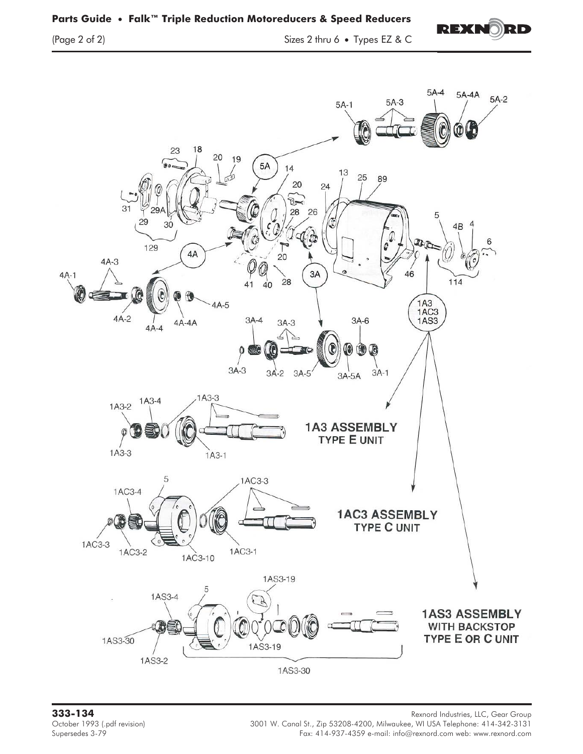5A-4
5A-4A
5A-2
5A-1
5A-3
23
18
20
19
5A
14
13
25
89
20
24
31
29A
28
26
29
30
5
4B
4
129
6
4A
20
3A
46
4A-3
41
40
28
114
4A-1
1A3
1AC3
1AS3
4A-5
4A-2
4A-4
4A-4A
3A-4
3A-3
3A-6
3A-3
3A-2
3A-5
3A-5A
3A-1
1A3-4
1A3-3
1A3-2
1A3-3
1A3-1

**1A3 ASSEMBLY**
**TYPE E UNIT**

5
1AC3-3
1AC3-4
1AC3-3
1AC3-2
1AC3-10
1AC3-1

**1AC3 ASSEMBLY**
**TYPE C UNIT**

1AS3-19
5
1AS3-4
1AS3-30
1AS3-19
1AS3-2
1AS3-30

**1AS3 ASSEMBLY**
**WITH BACKSTOP**
**TYPE E OR C UNIT**

**333-134**
October 1993 (.pdf revision)
Supersedes 3-79

Rexnord Industries, LLC, Gear Group
3001 W. Canal St., Zip 53208-4200, Milwaukee, WI USA Telephone: 414-342-3131
Fax: 414-937-4359 e-mail: info@rexnord.com web: www.rexnord.com